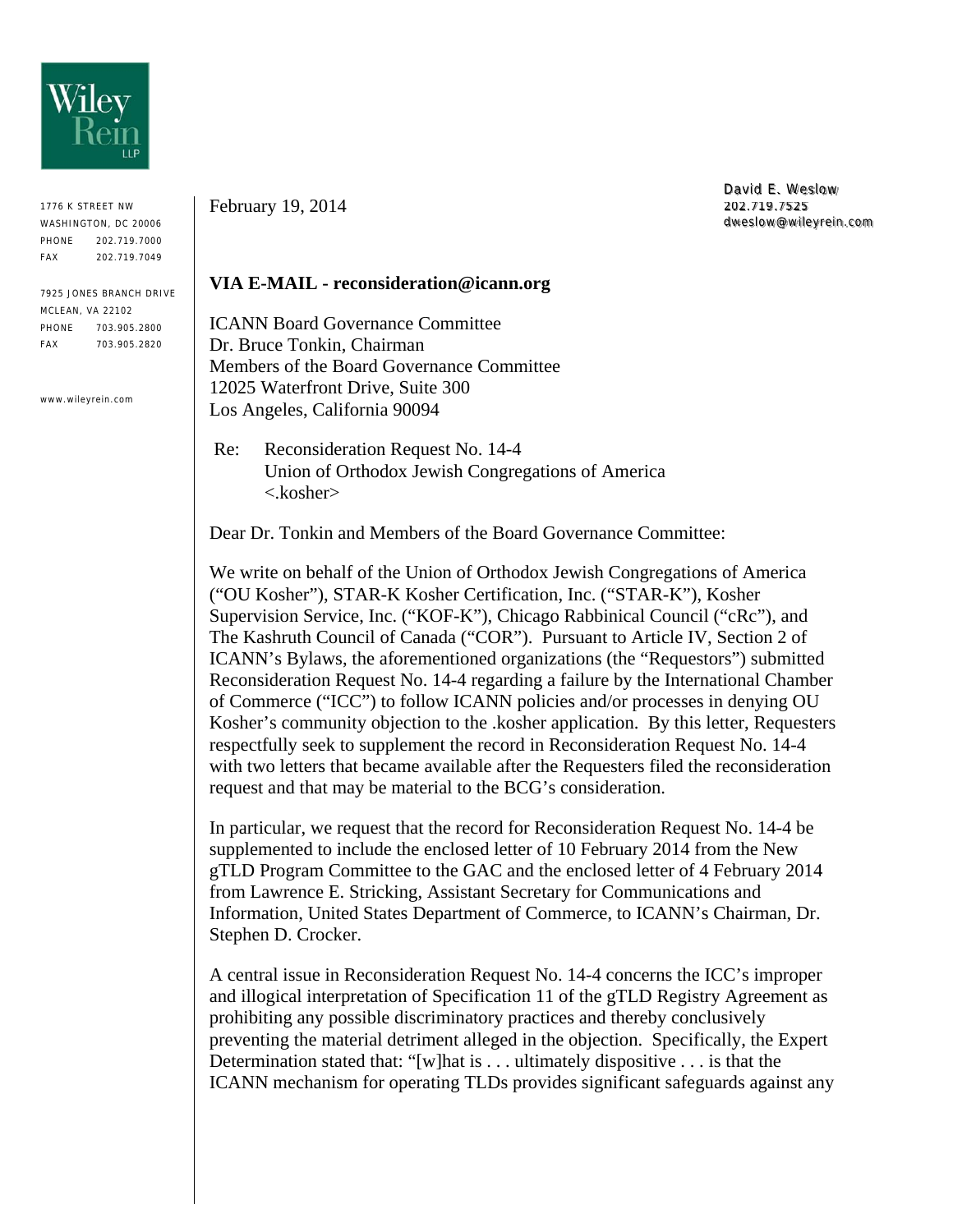Wiley Rein LLP

1776 K STREET NW
WASHINGTON, DC 20006
PHONE 202.719.7000
FAX 202.719.7049

7925 JONES BRANCH DRIVE
MCLEAN, VA 22102
PHONE 703.905.2800
FAX 703.905.2820

www.wileyrein.com

David E. Weslow
202.719.7525
dweslow@wileyrein.com

February 19, 2014

**VIA E-MAIL - reconsideration@icann.org**

ICANN Board Governance Committee
Dr. Bruce Tonkin, Chairman
Members of the Board Governance Committee
12025 Waterfront Drive, Suite 300
Los Angeles, California 90094

Re: Reconsideration Request No. 14-4
Union of Orthodox Jewish Congregations of America
<.kosher>

Dear Dr. Tonkin and Members of the Board Governance Committee:

We write on behalf of the Union of Orthodox Jewish Congregations of America ("OU Kosher"), STAR-K Kosher Certification, Inc. ("STAR-K"), Kosher Supervision Service, Inc. ("KOF-K"), Chicago Rabbinical Council ("cRc"), and The Kashruth Council of Canada ("COR"). Pursuant to Article IV, Section 2 of ICANN's Bylaws, the aforementioned organizations (the "Requestors") submitted Reconsideration Request No. 14-4 regarding a failure by the International Chamber of Commerce ("ICC") to follow ICANN policies and/or processes in denying OU Kosher's community objection to the .kosher application. By this letter, Requesters respectfully seek to supplement the record in Reconsideration Request No. 14-4 with two letters that became available after the Requesters filed the reconsideration request and that may be material to the BCG's consideration.

In particular, we request that the record for Reconsideration Request No. 14-4 be supplemented to include the enclosed letter of 10 February 2014 from the New gTLD Program Committee to the GAC and the enclosed letter of 4 February 2014 from Lawrence E. Stricking, Assistant Secretary for Communications and Information, United States Department of Commerce, to ICANN's Chairman, Dr. Stephen D. Crocker.

A central issue in Reconsideration Request No. 14-4 concerns the ICC's improper and illogical interpretation of Specification 11 of the gTLD Registry Agreement as prohibiting any possible discriminatory practices and thereby conclusively preventing the material detriment alleged in the objection. Specifically, the Expert Determination stated that: "[w]hat is . . . ultimately dispositive . . . is that the ICANN mechanism for operating TLDs provides significant safeguards against any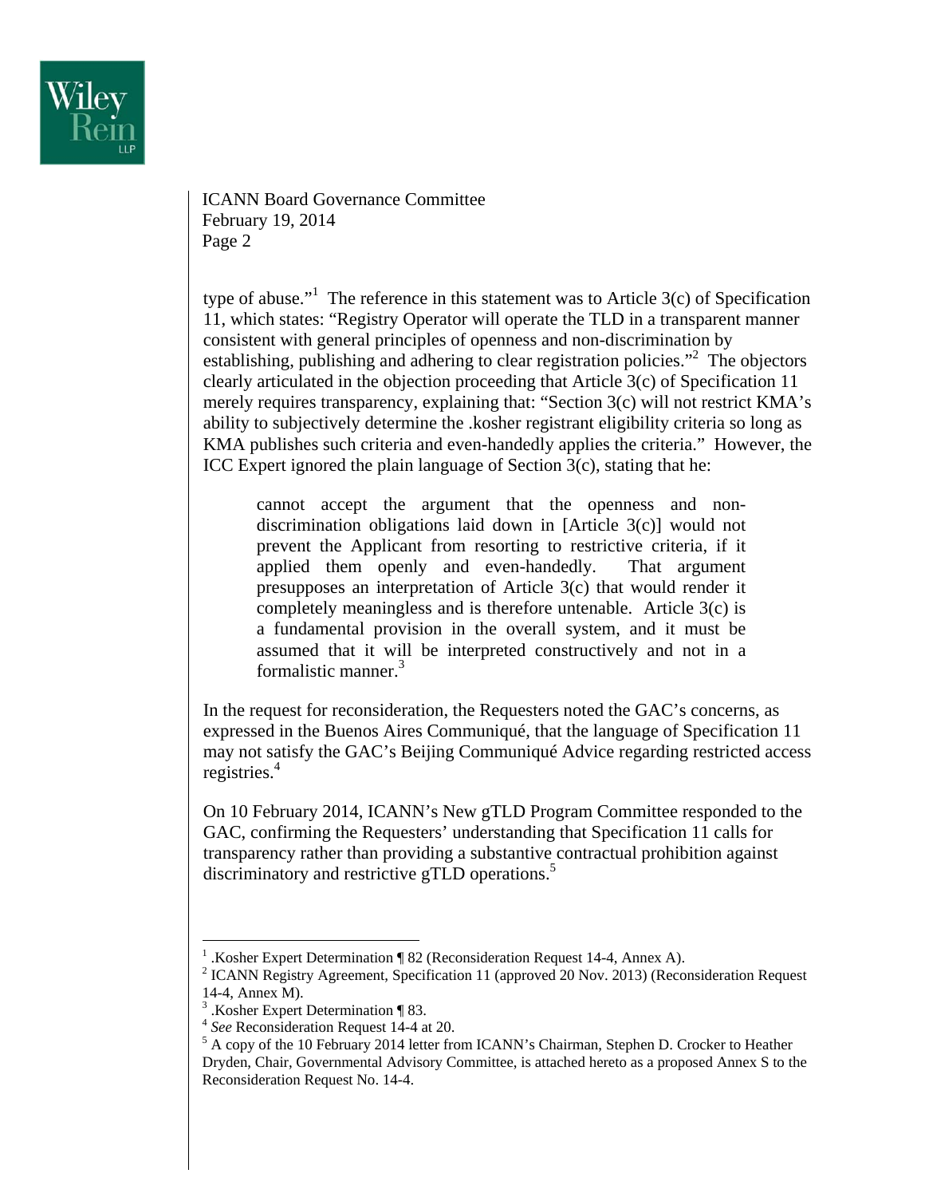type of abuse."[1] The reference in this statement was to Article 3(c) of Specification 11, which states: "Registry Operator will operate the TLD in a transparent manner consistent with general principles of openness and non-discrimination by establishing, publishing and adhering to clear registration policies."[2] The objectors clearly articulated in the objection proceeding that Article 3(c) of Specification 11 merely requires transparency, explaining that: "Section 3(c) will not restrict KMA's ability to subjectively determine the .kosher registrant eligibility criteria so long as KMA publishes such criteria and even-handedly applies the criteria." However, the ICC Expert ignored the plain language of Section 3(c), stating that he:

> cannot accept the argument that the openness and non-discrimination obligations laid down in [Article 3(c)] would not prevent the Applicant from resorting to restrictive criteria, if it applied them openly and even-handedly. That argument presupposes an interpretation of Article 3(c) that would render it completely meaningless and is therefore untenable. Article 3(c) is a fundamental provision in the overall system, and it must be assumed that it will be interpreted constructively and not in a formalistic manner.[3]

In the request for reconsideration, the Requesters noted the GAC's concerns, as expressed in the Buenos Aires Communiqué, that the language of Specification 11 may not satisfy the GAC's Beijing Communiqué Advice regarding restricted access registries.[4]

On 10 February 2014, ICANN's New gTLD Program Committee responded to the GAC, confirming the Requesters' understanding that Specification 11 calls for transparency rather than providing a substantive contractual prohibition against discriminatory and restrictive gTLD operations.[5]

---

[1] .Kosher Expert Determination ¶ 82 (Reconsideration Request 14-4, Annex A).

[2] ICANN Registry Agreement, Specification 11 (approved 20 Nov. 2013) (Reconsideration Request 14-4, Annex M).

[3] .Kosher Expert Determination ¶ 83.

[4] *See* Reconsideration Request 14-4 at 20.

[5] A copy of the 10 February 2014 letter from ICANN's Chairman, Stephen D. Crocker to Heather Dryden, Chair, Governmental Advisory Committee, is attached hereto as a proposed Annex S to the Reconsideration Request No. 14-4.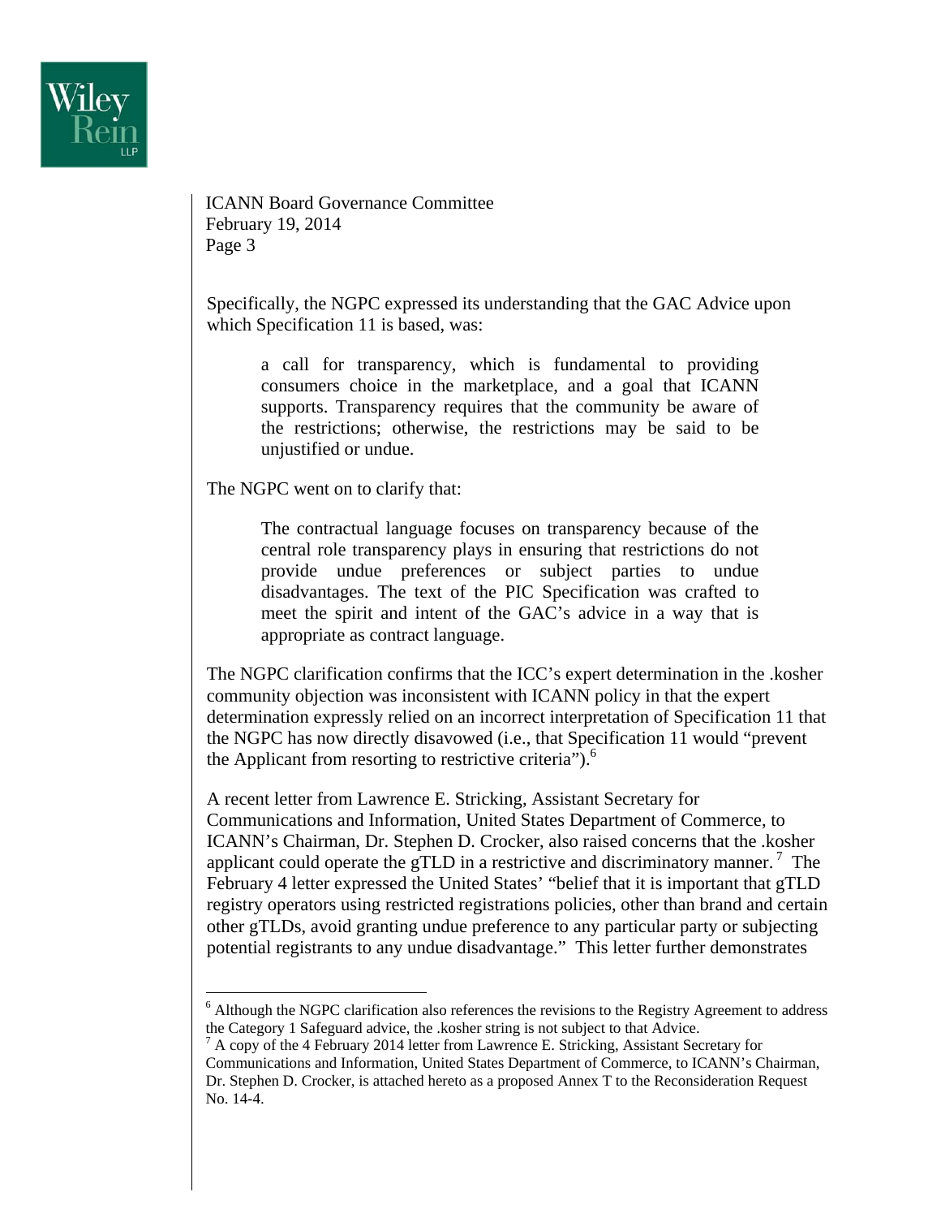ICANN Board Governance Committee
February 19, 2014
Page 3

Specifically, the NGPC expressed its understanding that the GAC Advice upon which Specification 11 is based, was:

> a call for transparency, which is fundamental to providing consumers choice in the marketplace, and a goal that ICANN supports. Transparency requires that the community be aware of the restrictions; otherwise, the restrictions may be said to be unjustified or undue.

The NGPC went on to clarify that:

> The contractual language focuses on transparency because of the central role transparency plays in ensuring that restrictions do not provide undue preferences or subject parties to undue disadvantages. The text of the PIC Specification was crafted to meet the spirit and intent of the GAC's advice in a way that is appropriate as contract language.

The NGPC clarification confirms that the ICC's expert determination in the .kosher community objection was inconsistent with ICANN policy in that the expert determination expressly relied on an incorrect interpretation of Specification 11 that the NGPC has now directly disavowed (i.e., that Specification 11 would "prevent the Applicant from resorting to restrictive criteria").[6]

A recent letter from Lawrence E. Stricking, Assistant Secretary for Communications and Information, United States Department of Commerce, to ICANN's Chairman, Dr. Stephen D. Crocker, also raised concerns that the .kosher applicant could operate the gTLD in a restrictive and discriminatory manner.[7] The February 4 letter expressed the United States' "belief that it is important that gTLD registry operators using restricted registrations policies, other than brand and certain other gTLDs, avoid granting undue preference to any particular party or subjecting potential registrants to any undue disadvantage." This letter further demonstrates

---

[6] Although the NGPC clarification also references the revisions to the Registry Agreement to address the Category 1 Safeguard advice, the .kosher string is not subject to that Advice.

[7] A copy of the 4 February 2014 letter from Lawrence E. Stricking, Assistant Secretary for Communications and Information, United States Department of Commerce, to ICANN's Chairman, Dr. Stephen D. Crocker, is attached hereto as a proposed Annex T to the Reconsideration Request No. 14-4.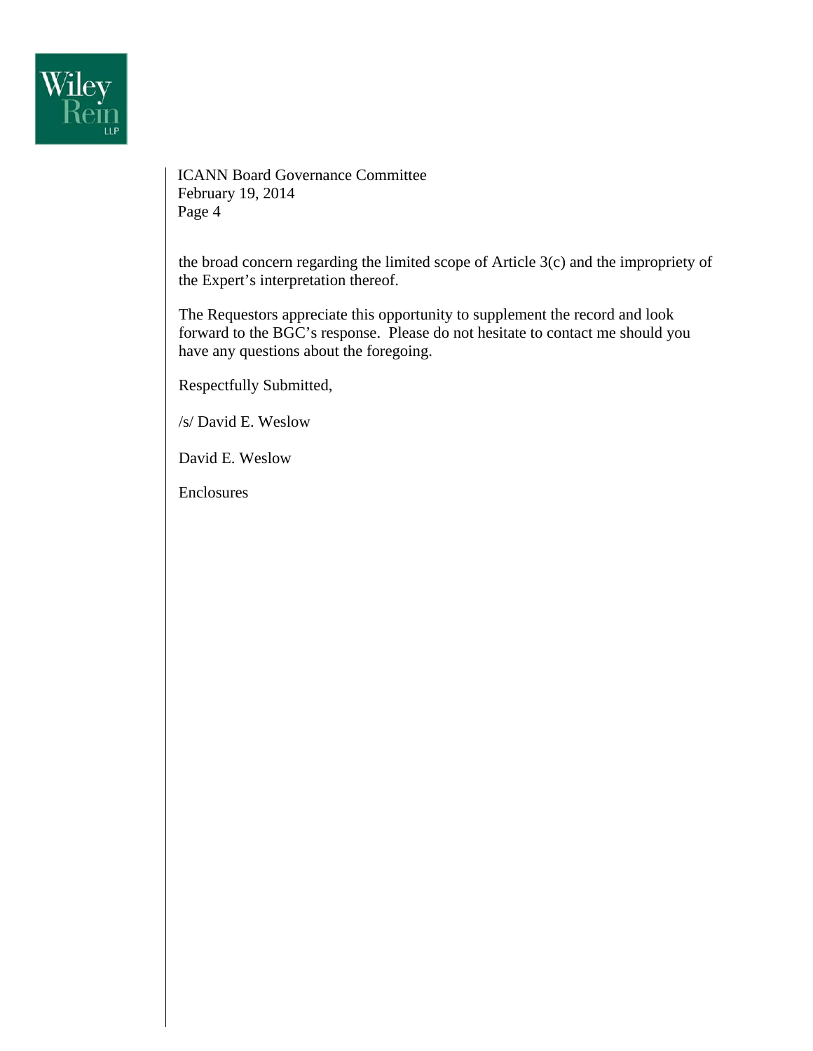the broad concern regarding the limited scope of Article 3(c) and the impropriety of the Expert's interpretation thereof.

The Requestors appreciate this opportunity to supplement the record and look forward to the BGC's response. Please do not hesitate to contact me should you have any questions about the foregoing.

Respectfully Submitted,

/s/ David E. Weslow

David E. Weslow

Enclosures